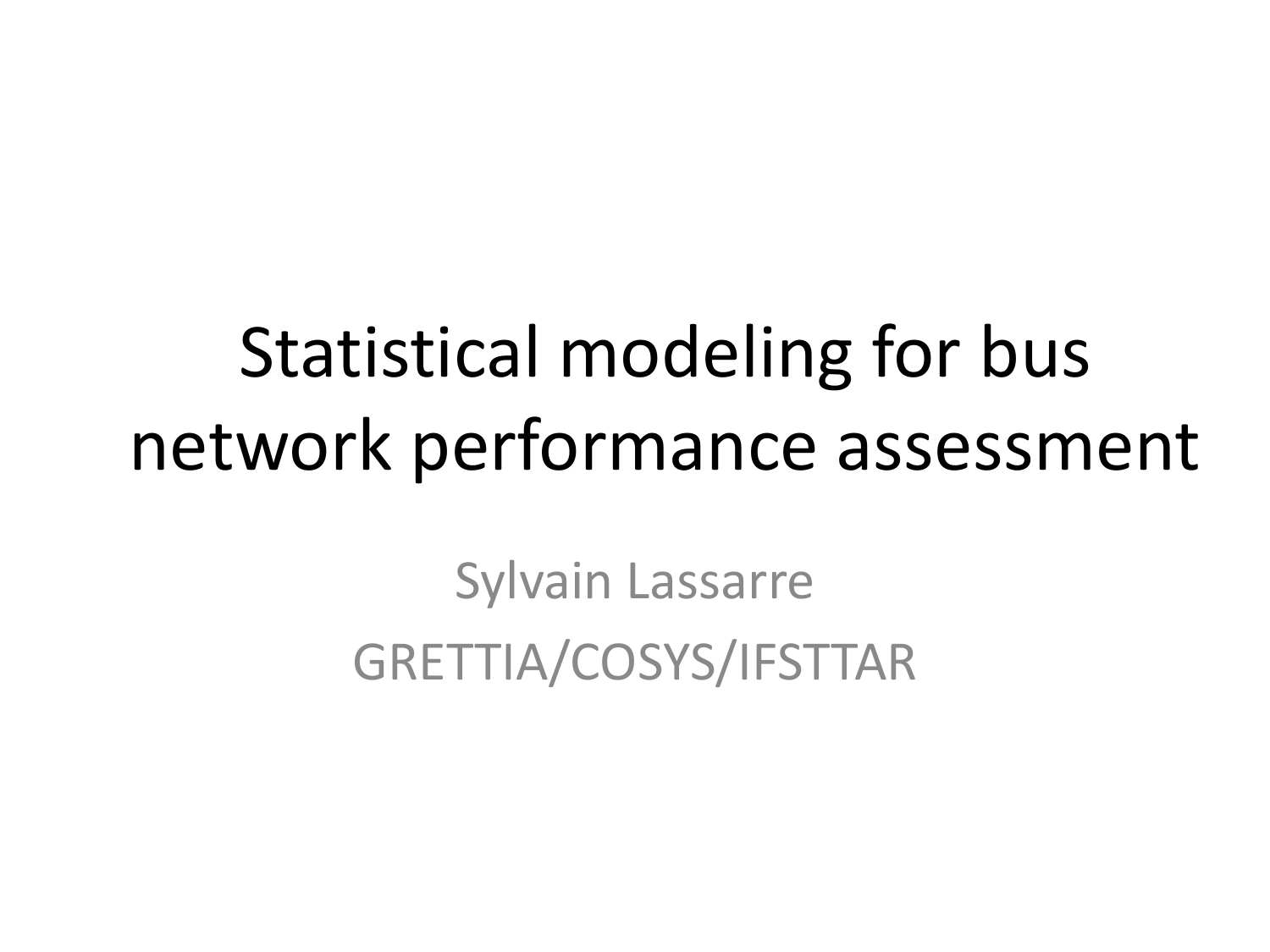# Statistical modeling for bus network performance assessment

Sylvain Lassarre

GRETTIA/COSYS/IFSTTAR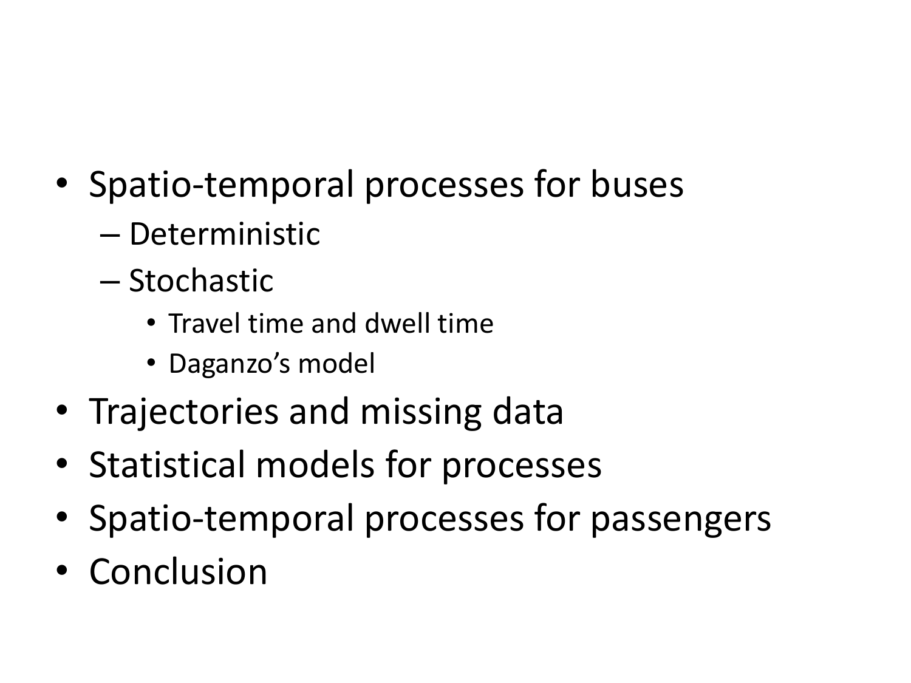- Spatio-temporal processes for buses
  - Deterministic
  - Stochastic
    - Travel time and dwell time
    - Daganzo’s model
- Trajectories and missing data
- Statistical models for processes
- Spatio-temporal processes for passengers
- Conclusion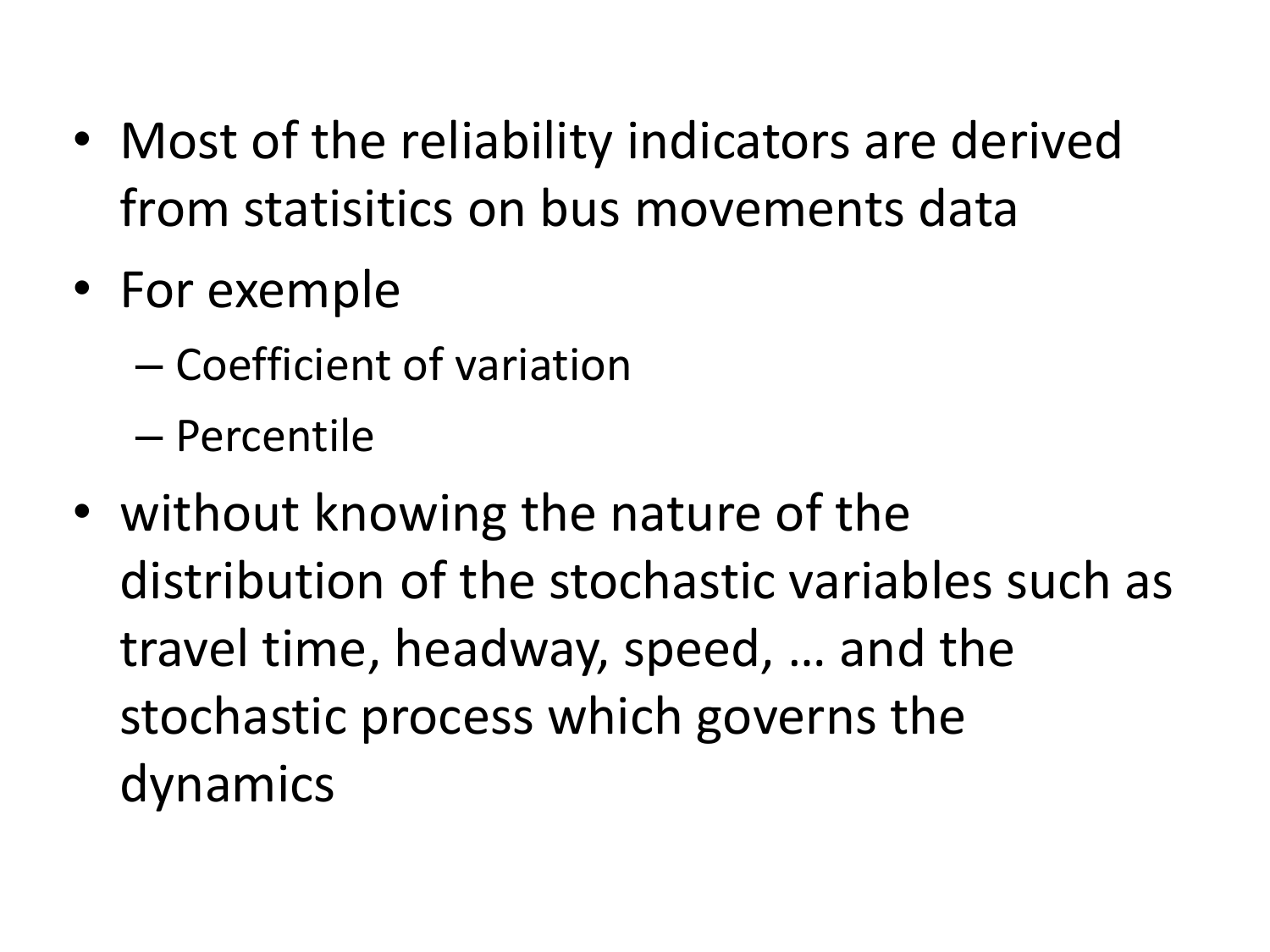- Most of the reliability indicators are derived from statisitics on bus movements data
- For exemple
  - Coefficient of variation
  - Percentile
- without knowing the nature of the distribution of the stochastic variables such as travel time, headway, speed, … and the stochastic process which governs the dynamics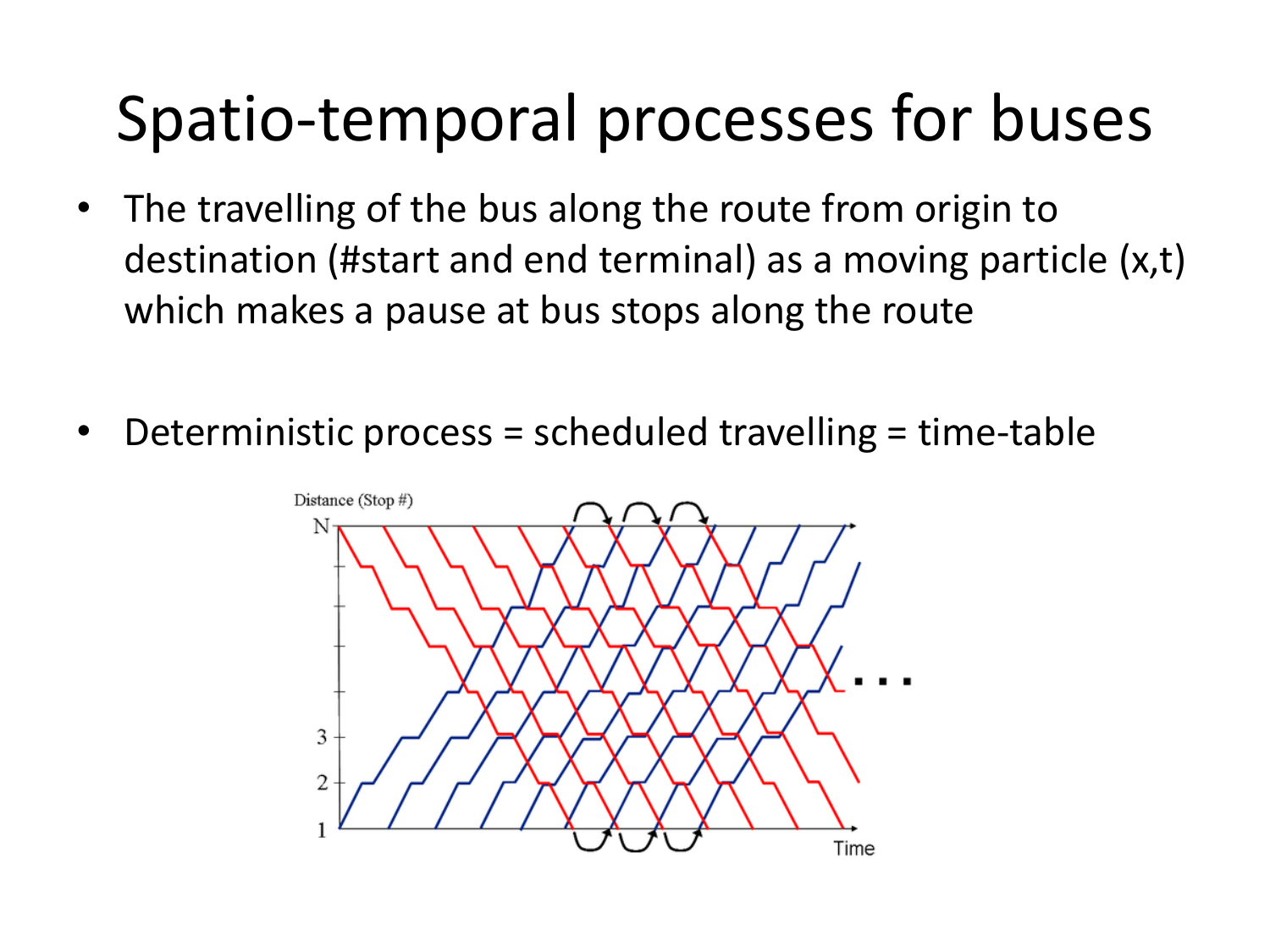# Spatio-temporal processes for buses

- The travelling of the bus along the route from origin to destination (#start and end terminal) as a moving particle (x,t) which makes a pause at bus stops along the route

- Deterministic process = scheduled travelling = time-table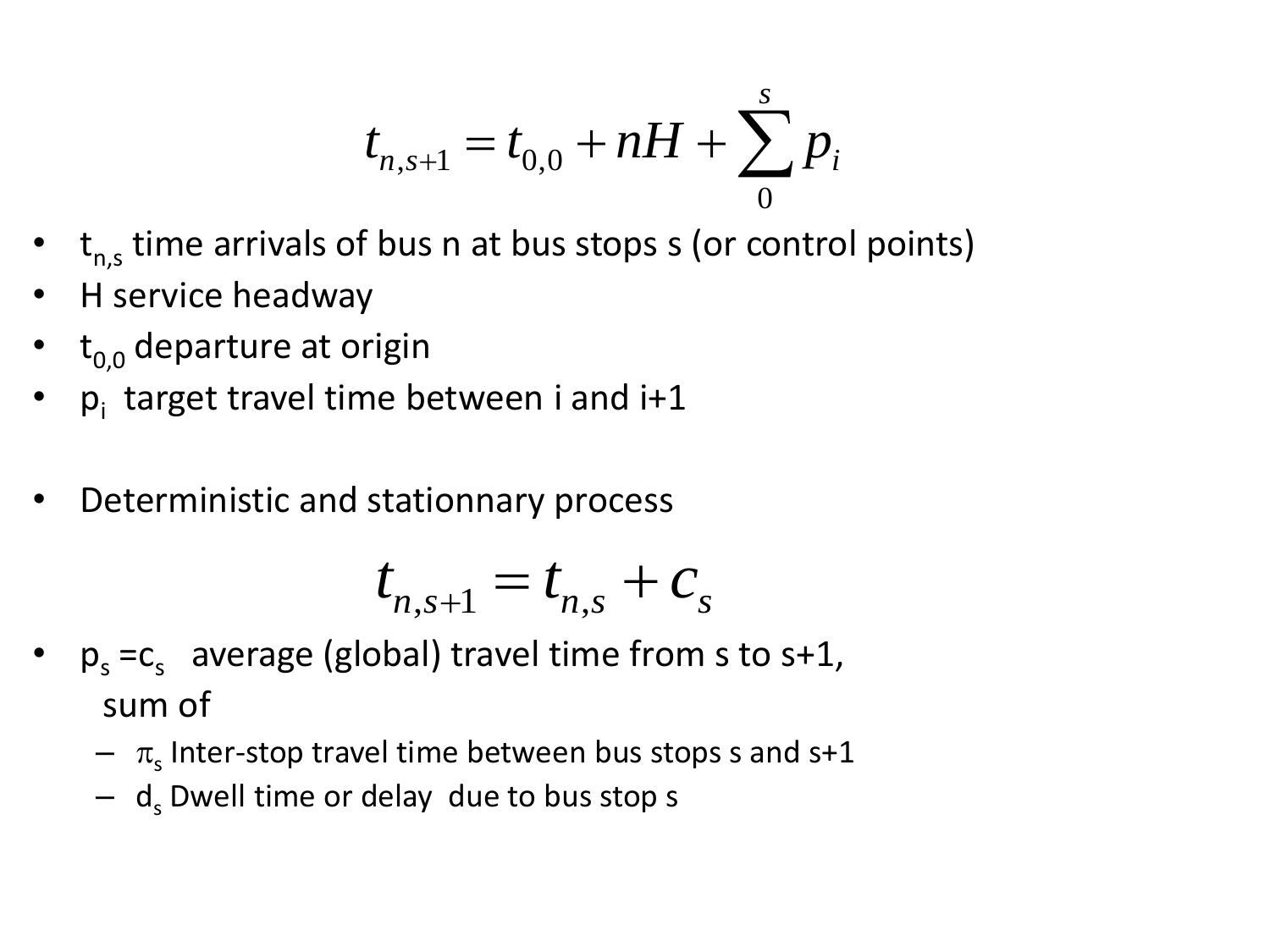$$t_{n,s+1} = t_{0,0} + nH + \sum_{0}^{s} p_i$$

- $t_{n,s}$ time arrivals of bus n at bus stops s (or control points)
- H service headway
- $t_{0,0}$ departure at origin
- $p_i$ target travel time between i and i+1

- Deterministic and stationnary process

$$t_{n,s+1} = t_{n,s} + c_s$$

- $p_s = c_s$ average (global) travel time from s to s+1, sum of
  - $\pi_s$ Inter-stop travel time between bus stops s and s+1
  - $d_s$ Dwell time or delay due to bus stop s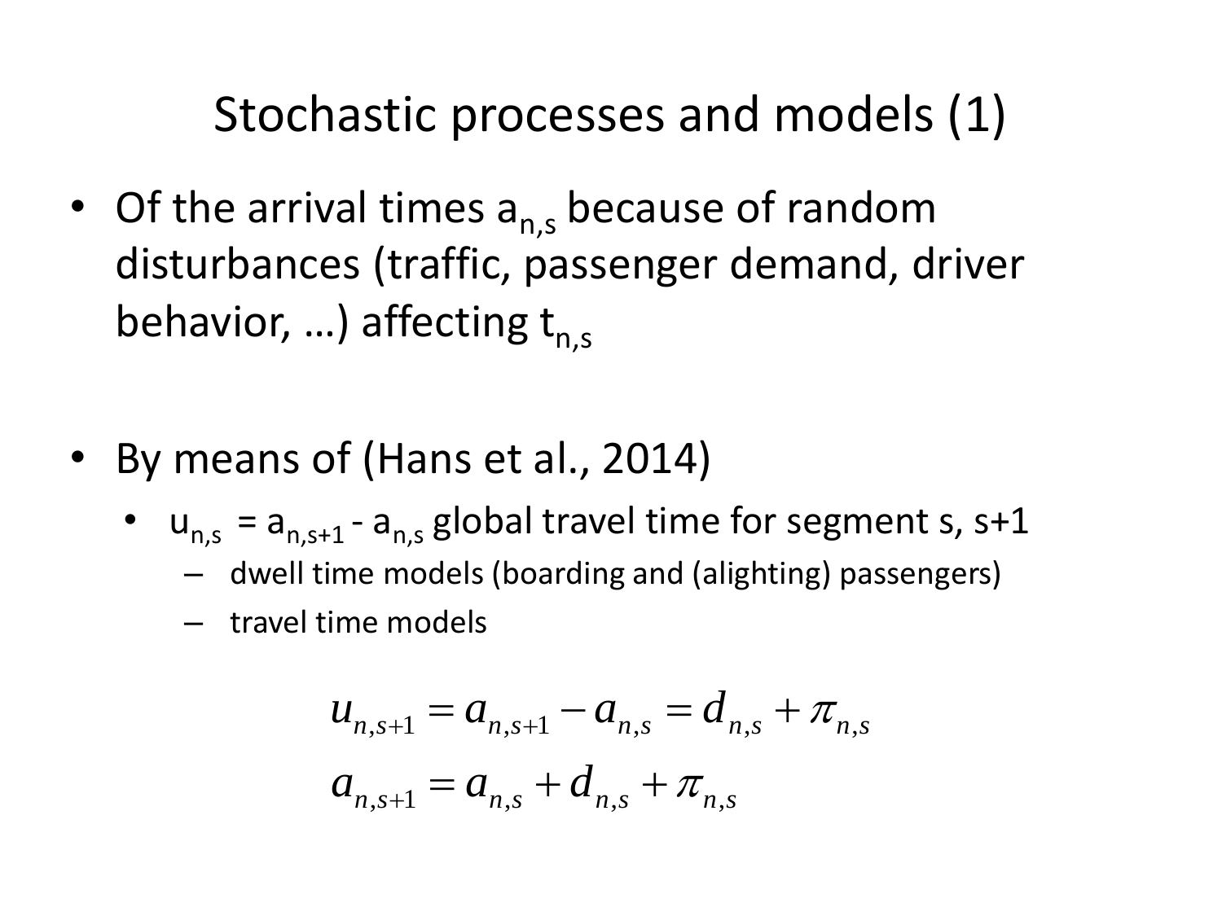# Stochastic processes and models (1)

- Of the arrival times $a_{n,s}$ because of random disturbances (traffic, passenger demand, driver behavior, …) affecting $t_{n,s}$

- By means of (Hans et al., 2014)
  - $u_{n,s} = a_{n,s+1} - a_{n,s}$ global travel time for segment s, s+1
    - dwell time models (boarding and (alighting) passengers)
    - travel time models

$$u_{n,s+1} = a_{n,s+1} - a_{n,s} = d_{n,s} + \pi_{n,s}$$

$$a_{n,s+1} = a_{n,s} + d_{n,s} + \pi_{n,s}$$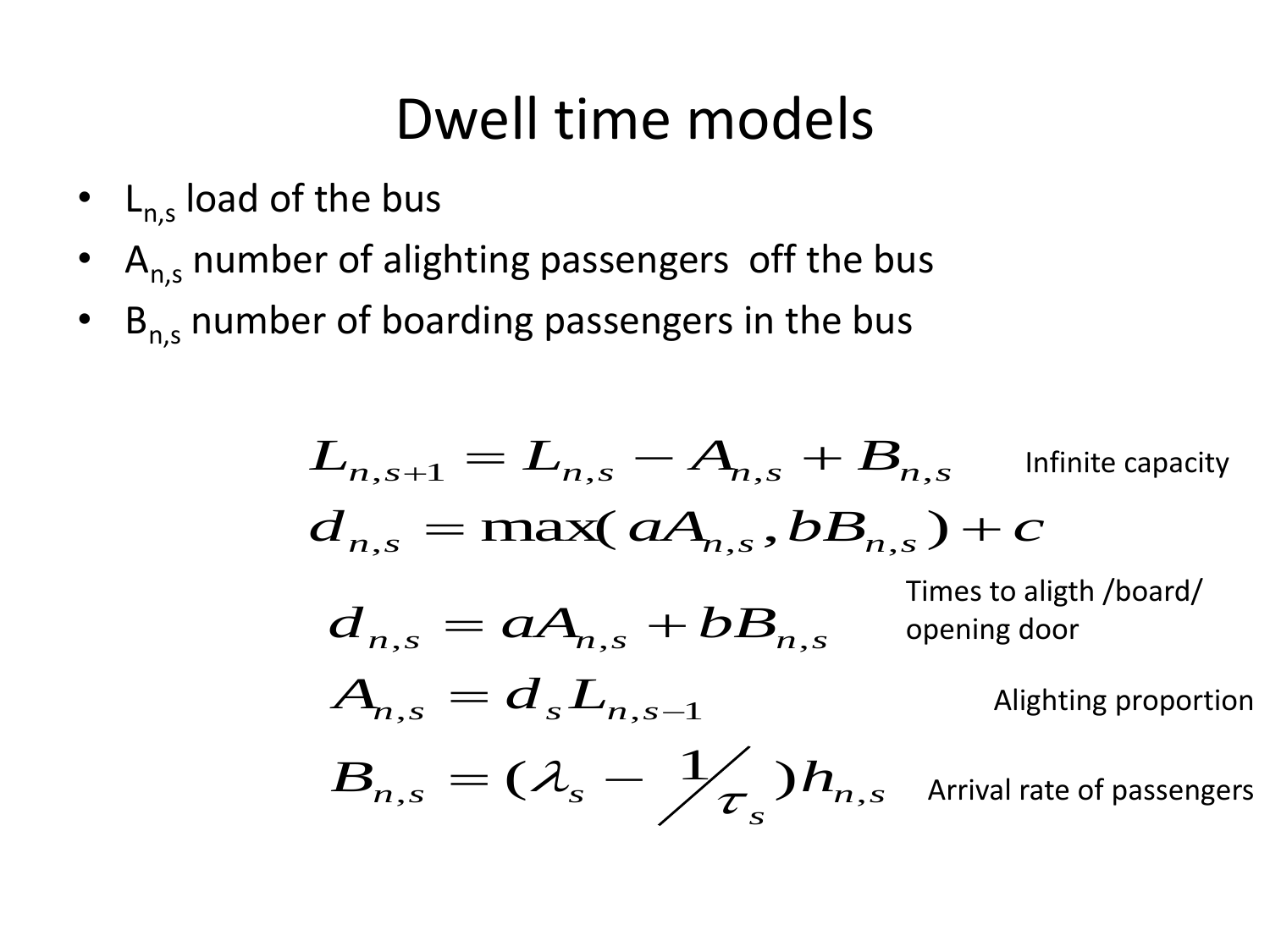# Dwell time models

- $L_{n,s}$ load of the bus
- $A_{n,s}$ number of alighting passengers off the bus
- $B_{n,s}$ number of boarding passengers in the bus

$$L_{n,s+1} = L_{n,s} - A_{n,s} + B_{n,s}$$

Infinite capacity

$$d_{n,s} = \max(aA_{n,s}, bB_{n,s}) + c$$

Times to aligth /board/ opening door

$$d_{n,s} = aA_{n,s} + bB_{n,s}$$

$$A_{n,s} = d_s L_{n,s-1}$$

Alighting proportion

$$B_{n,s} = (\lambda_s - 1/\tau_s) h_{n,s}$$

Arrival rate of passengers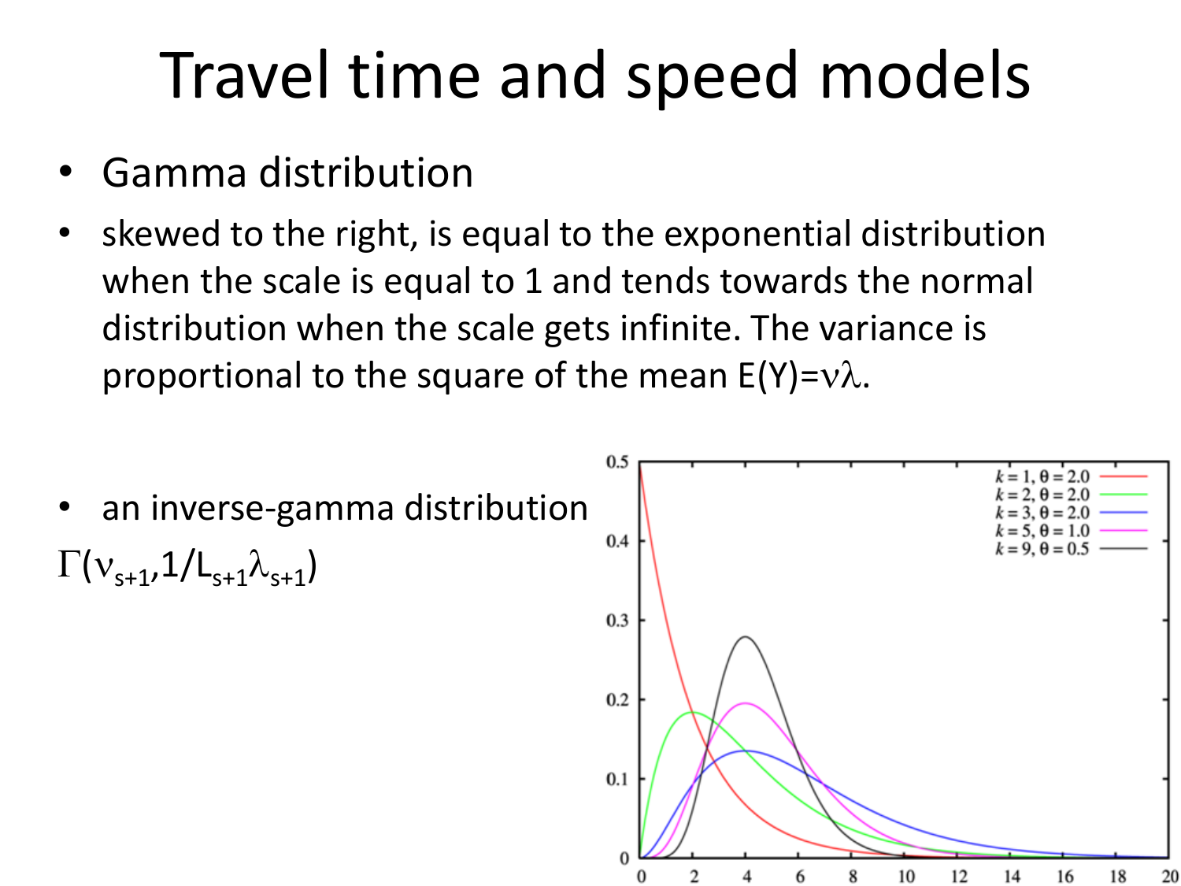# Travel time and speed models

- Gamma distribution
- skewed to the right, is equal to the exponential distribution when the scale is equal to 1 and tends towards the normal distribution when the scale gets infinite. The variance is proportional to the square of the mean $E(Y)=\nu\lambda$.

- an inverse-gamma distribution

$\Gamma(\nu_{s+1}, 1/L_{s+1}\lambda_{s+1})$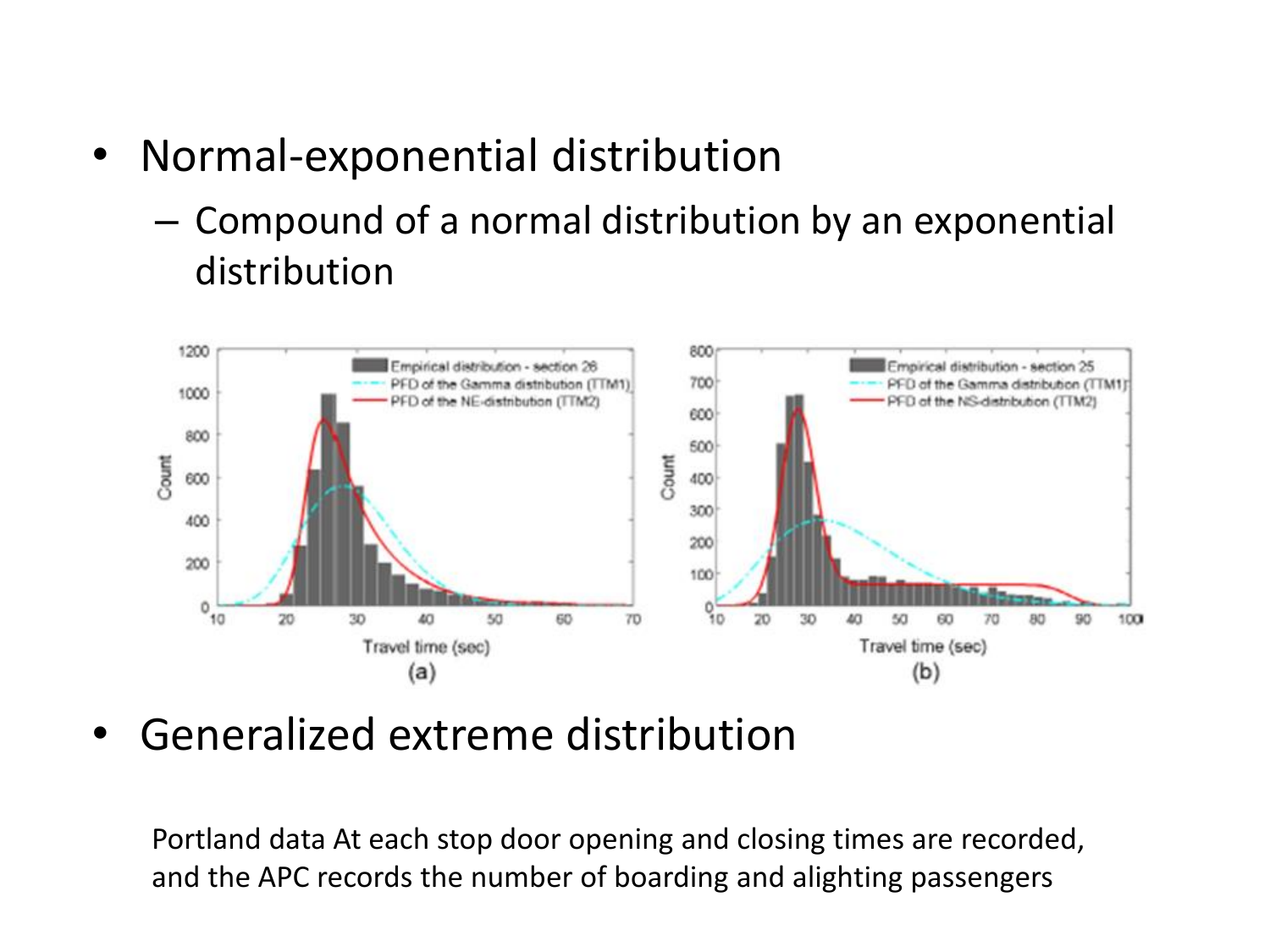- Normal-exponential distribution
  - Compound of a normal distribution by an exponential distribution

- Generalized extreme distribution

Portland data At each stop door opening and closing times are recorded, and the APC records the number of boarding and alighting passengers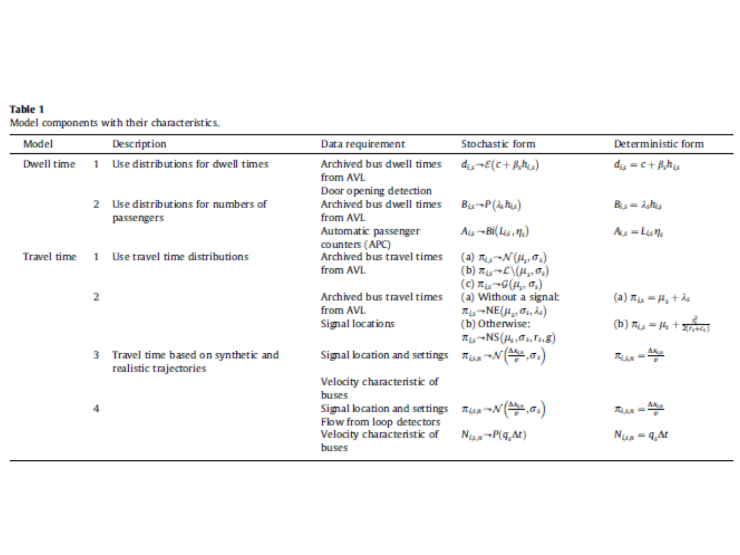**Table 1**
Model components with their characteristics.

| Model | | Description | Data requirement | Stochastic form | Deterministic form |
|---|---|---|---|---|---|
| Dwell time | 1 | Use distributions for dwell times | Archived bus dwell times from AVL<br>Door opening detection | $d_{i,s} \rightsquigarrow \mathcal{E}(c + \beta_s h_{i,s})$ | $d_{i,s} = c + \beta_s h_{i,s}$ |
| | 2 | Use distributions for numbers of passengers | Archived bus dwell times from AVL | $B_{i,s} \rightsquigarrow P(\lambda_s h_{i,s})$ | $B_{i,s} = \lambda_s h_{i,s}$ |
| | | | Automatic passenger counters (APC) | $A_{i,s} \rightsquigarrow Bi(L_{i,s}, \eta_s)$ | $A_{i,s} = L_{i,s} \eta_s$ |
| Travel time | 1 | Use travel time distributions | Archived bus travel times from AVL | (a) $\pi_{i,s} \rightsquigarrow \mathcal{N}(\mu_s, \sigma_s)$<br>(b) $\pi_{i,s} \rightsquigarrow \mathcal{L}\backslash(\mu_s, \sigma_s)$<br>(c) $\pi_{i,s} \rightsquigarrow \mathcal{G}(\mu_s, \sigma_s)$ | |
| | 2 | | Archived bus travel times from AVL<br>Signal locations | (a) Without a signal: $\pi_{i,s} \rightsquigarrow \text{NE}(\mu_s, \sigma_s, \lambda_s)$<br>(b) Otherwise: $\pi_{i,s} \rightsquigarrow \text{NS}(\mu_s, \sigma_s, r_s, g)$ | (a) $\pi_{i,s} = \mu_s + \lambda_s$<br>(b) $\pi_{i,s} = \mu_s + \frac{r_s^2}{2(r_s+G_s)}$ |
| | 3 | Travel time based on synthetic and realistic trajectories | Signal location and settings<br>Velocity characteristic of buses | $\pi_{i,s,n} \rightsquigarrow \mathcal{N}\left(\frac{\Delta x_{s,n}}{v}, \sigma_s\right)$ | $\pi_{i,s,n} = \frac{\Delta x_{s,n}}{v}$ |
| | 4 | | Signal location and settings<br>Flow from loop detectors<br>Velocity characteristic of buses | $\pi_{i,s,n} \rightsquigarrow \mathcal{N}\left(\frac{\Delta x_{s,n}}{v}, \sigma_s\right)$<br>$N_{i,s,n} \rightsquigarrow P(q_s \Delta t)$ | $\pi_{i,s,n} = \frac{\Delta x_{s,n}}{v}$<br>$N_{i,s,n} = q_s \Delta t$ |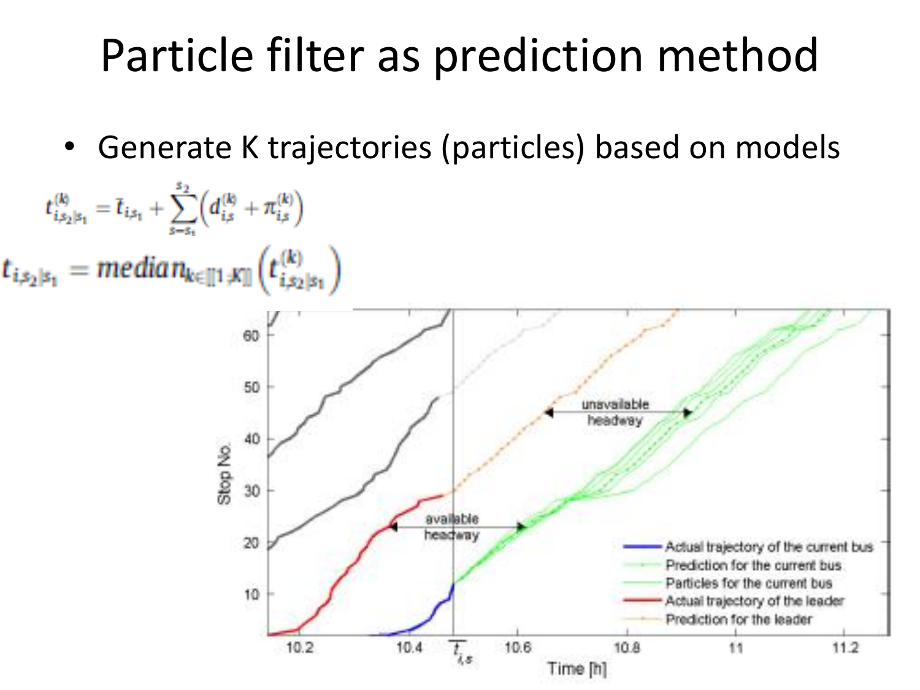# Particle filter as prediction method

- Generate K trajectories (particles) based on models

$$t_{i,s_2|s_1}^{(k)} = \bar{t}_{i,s_1} + \sum_{s=s_1}^{s_2} \left( d_{i,s}^{(k)} + \pi_{i,s}^{(k)} \right)$$

$$t_{i,s_2|s_1} = median_{k \in [[1,K]]} \left( t_{i,s_2|s_1}^{(k)} \right)$$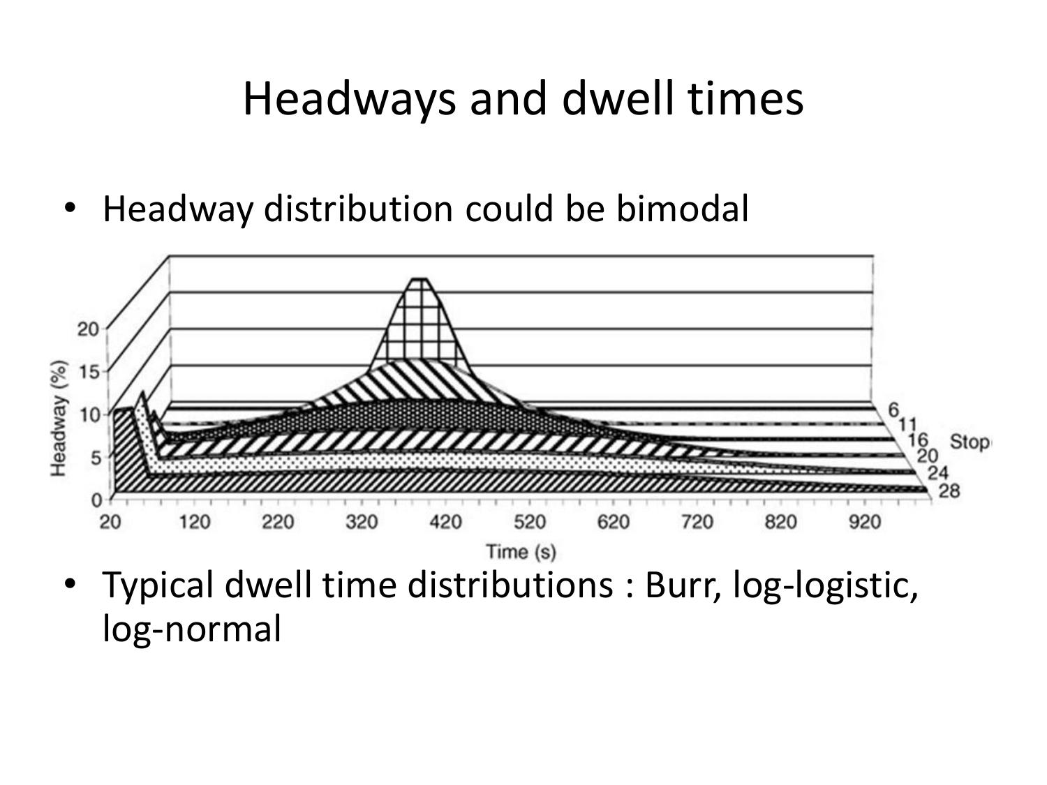# Headways and dwell times

- Headway distribution could be bimodal

- Typical dwell time distributions : Burr, log-logistic, log-normal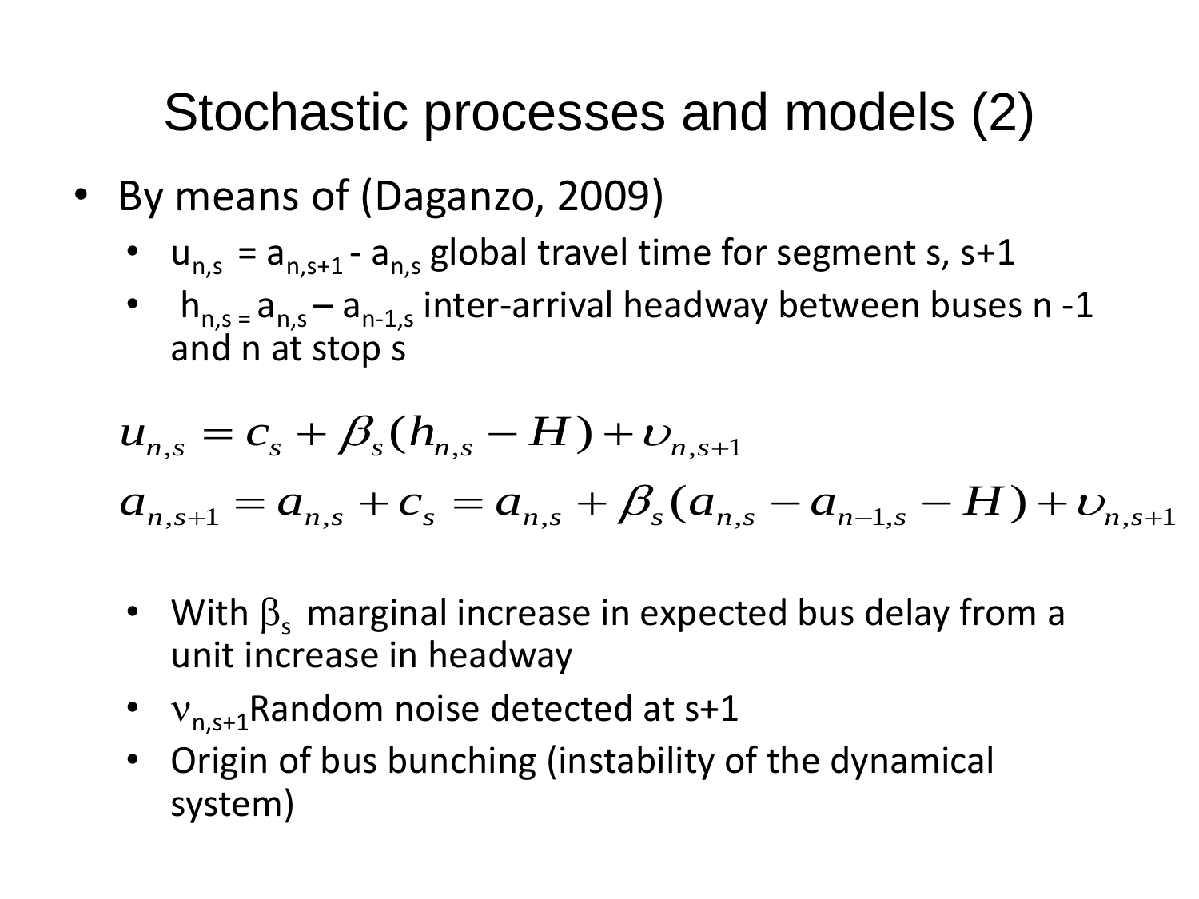# Stochastic processes and models (2)

- By means of (Daganzo, 2009)
  - $u_{n,s} = a_{n,s+1} - a_{n,s}$ global travel time for segment s, s+1
  - $h_{n,s} = a_{n,s} - a_{n-1,s}$ inter-arrival headway between buses n -1 and n at stop s

$$u_{n,s} = c_s + \beta_s (h_{n,s} - H) + \upsilon_{n,s+1}$$

$$a_{n,s+1} = a_{n,s} + c_s = a_{n,s} + \beta_s (a_{n,s} - a_{n-1,s} - H) + \upsilon_{n,s+1}$$

- With $\beta_s$ marginal increase in expected bus delay from a unit increase in headway
- $\nu_{n,s+1}$ Random noise detected at s+1
- Origin of bus bunching (instability of the dynamical system)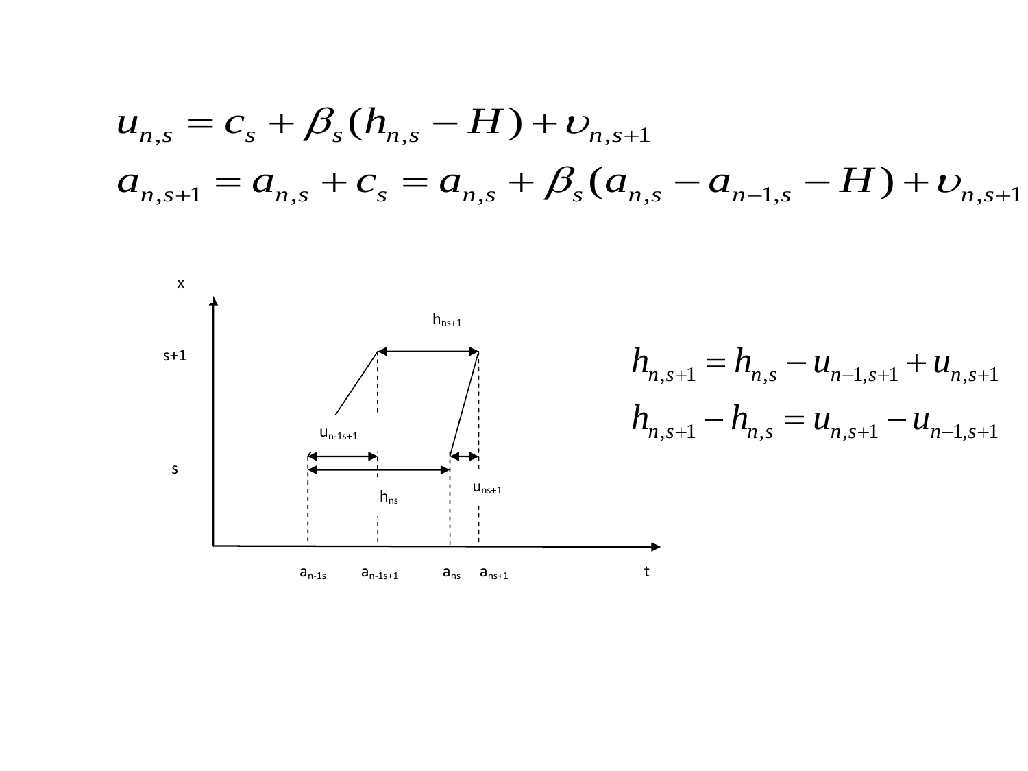$$u_{n,s} = c_s + \beta_s (h_{n,s} - H) + \upsilon_{n,s+1}$$

$$a_{n,s+1} = a_{n,s} + c_s = a_{n,s} + \beta_s (a_{n,s} - a_{n-1,s} - H) + \upsilon_{n,s+1}$$

x

$h_{ns+1}$

s+1

$u_{n-1s+1}$

s

$u_{ns+1}$

$h_{ns}$

$a_{n-1s}$ $a_{n-1s+1}$ $a_{ns}$ $a_{ns+1}$ t

$$h_{n,s+1} = h_{n,s} - u_{n-1,s+1} + u_{n,s+1}$$

$$h_{n,s+1} - h_{n,s} = u_{n,s+1} - u_{n-1,s+1}$$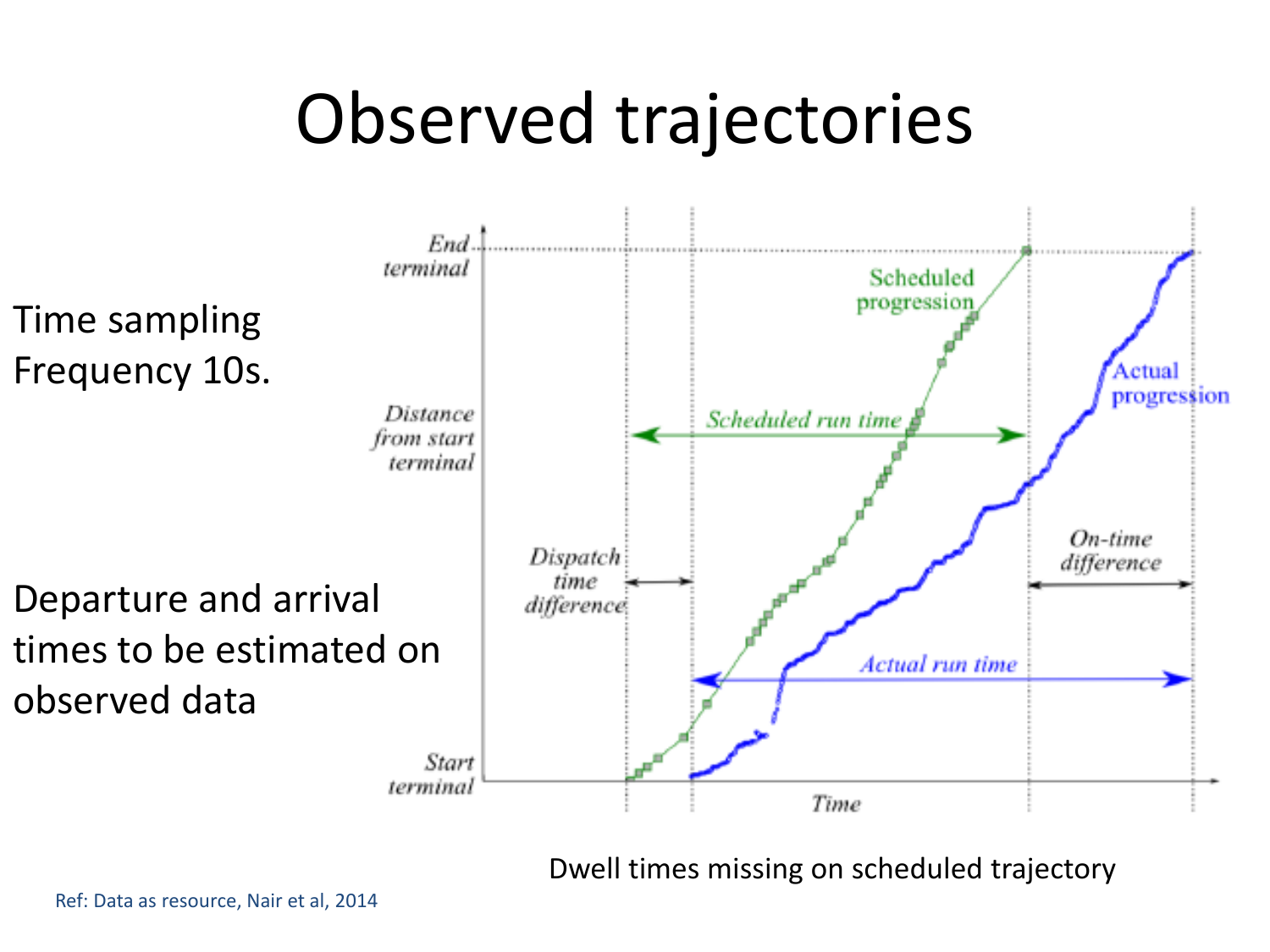# Observed trajectories

Time sampling Frequency 10s.

Departure and arrival times to be estimated on observed data

Dwell times missing on scheduled trajectory

Ref: Data as resource, Nair et al, 2014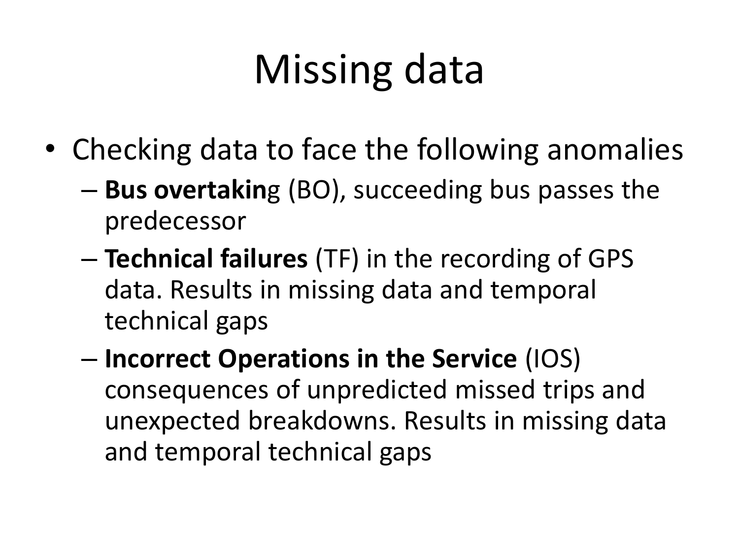# Missing data

- Checking data to face the following anomalies
  - **Bus overtakin**g (BO), succeeding bus passes the predecessor
  - **Technical failures** (TF) in the recording of GPS data. Results in missing data and temporal technical gaps
  - **Incorrect Operations in the Service** (IOS) consequences of unpredicted missed trips and unexpected breakdowns. Results in missing data and temporal technical gaps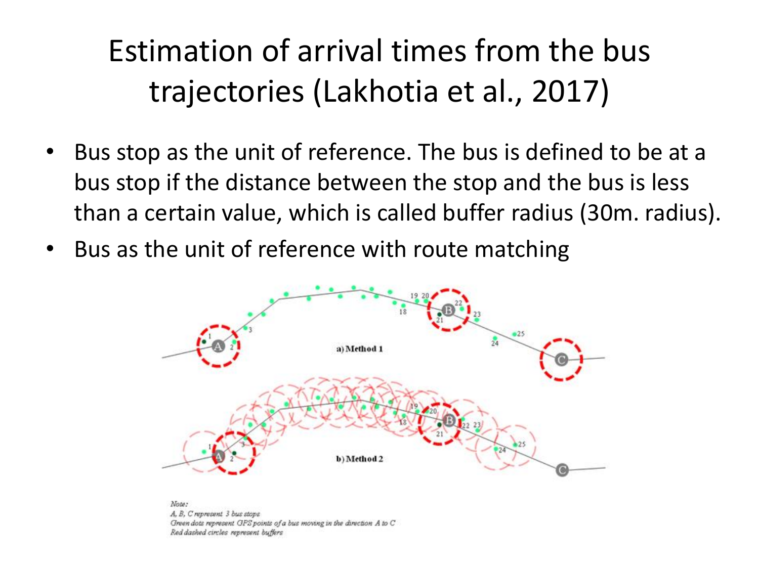# Estimation of arrival times from the bus trajectories (Lakhotia et al., 2017)

- Bus stop as the unit of reference. The bus is defined to be at a bus stop if the distance between the stop and the bus is less than a certain value, which is called buffer radius (30m. radius).
- Bus as the unit of reference with route matching

a) Method 1

b) Method 2

*Note:*
*A, B, C represent 3 bus stops*
*Green dots represent GPS points of a bus moving in the direction A to C*
*Red dashed circles represent buffers*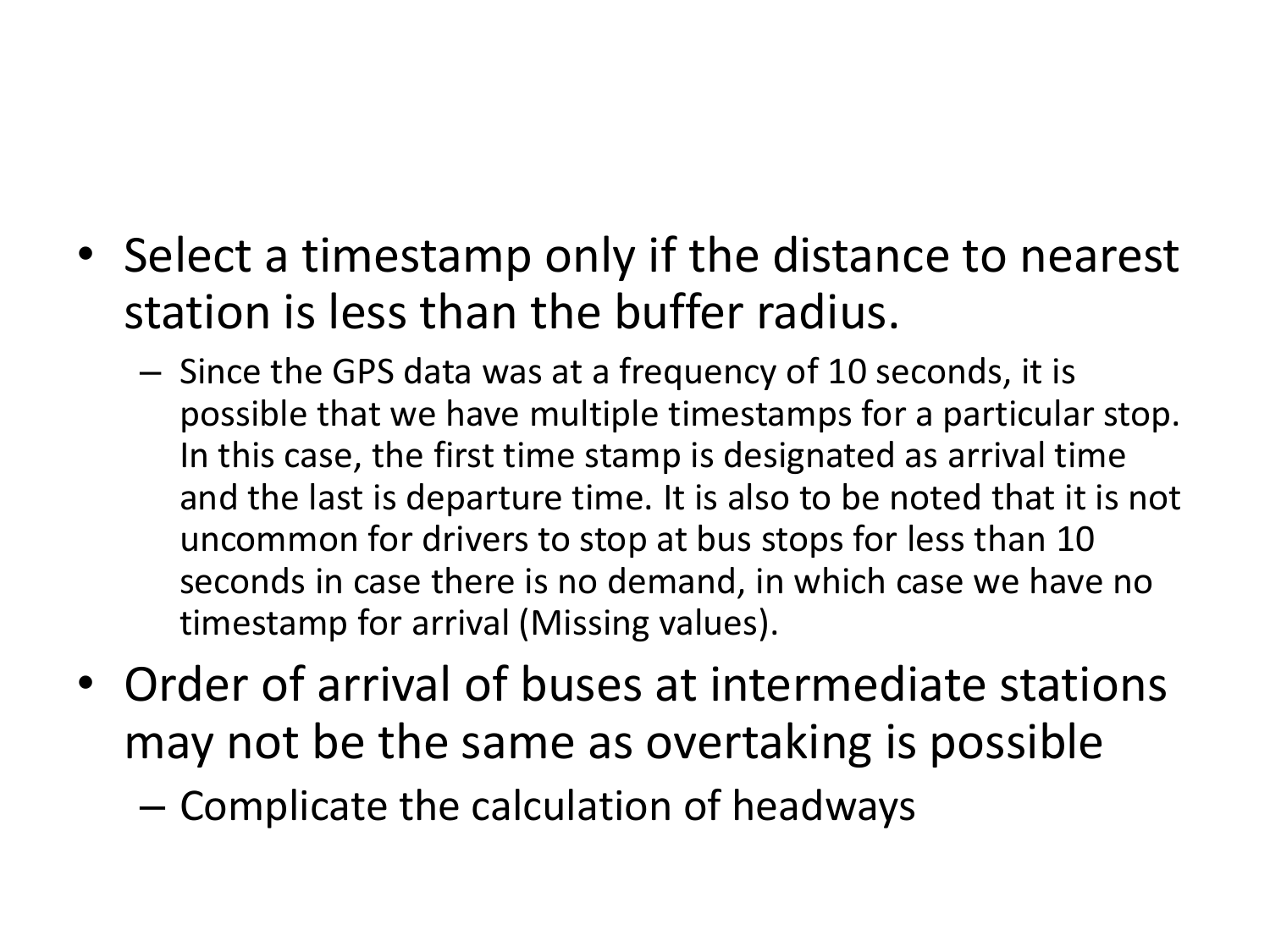- Select a timestamp only if the distance to nearest station is less than the buffer radius.
  - Since the GPS data was at a frequency of 10 seconds, it is possible that we have multiple timestamps for a particular stop. In this case, the first time stamp is designated as arrival time and the last is departure time. It is also to be noted that it is not uncommon for drivers to stop at bus stops for less than 10 seconds in case there is no demand, in which case we have no timestamp for arrival (Missing values).
- Order of arrival of buses at intermediate stations may not be the same as overtaking is possible
  - Complicate the calculation of headways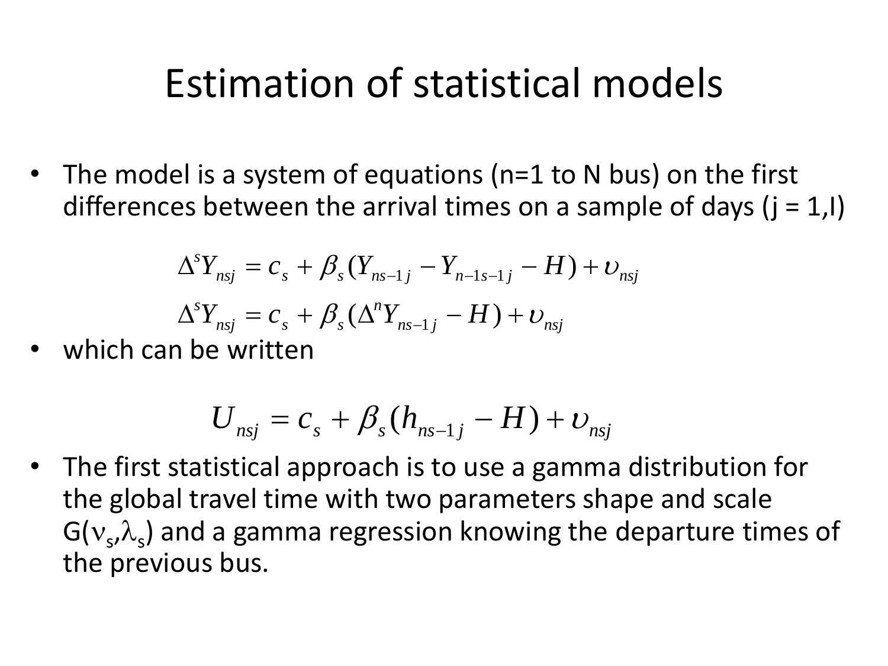# Estimation of statistical models

- The model is a system of equations (n=1 to N bus) on the first differences between the arrival times on a sample of days (j = 1,I)

$$\Delta^s Y_{nsj} = c_s + \beta_s (Y_{ns-1j} - Y_{n-1s-1j} - H) + \upsilon_{nsj}$$

$$\Delta^s Y_{nsj} = c_s + \beta_s (\Delta^n Y_{ns-1j} - H) + \upsilon_{nsj}$$

- which can be written

$$U_{nsj} = c_s + \beta_s (h_{ns-1j} - H) + \upsilon_{nsj}$$

- The first statistical approach is to use a gamma distribution for the global travel time with two parameters shape and scale $G(\nu_s, \lambda_s)$ and a gamma regression knowing the departure times of the previous bus.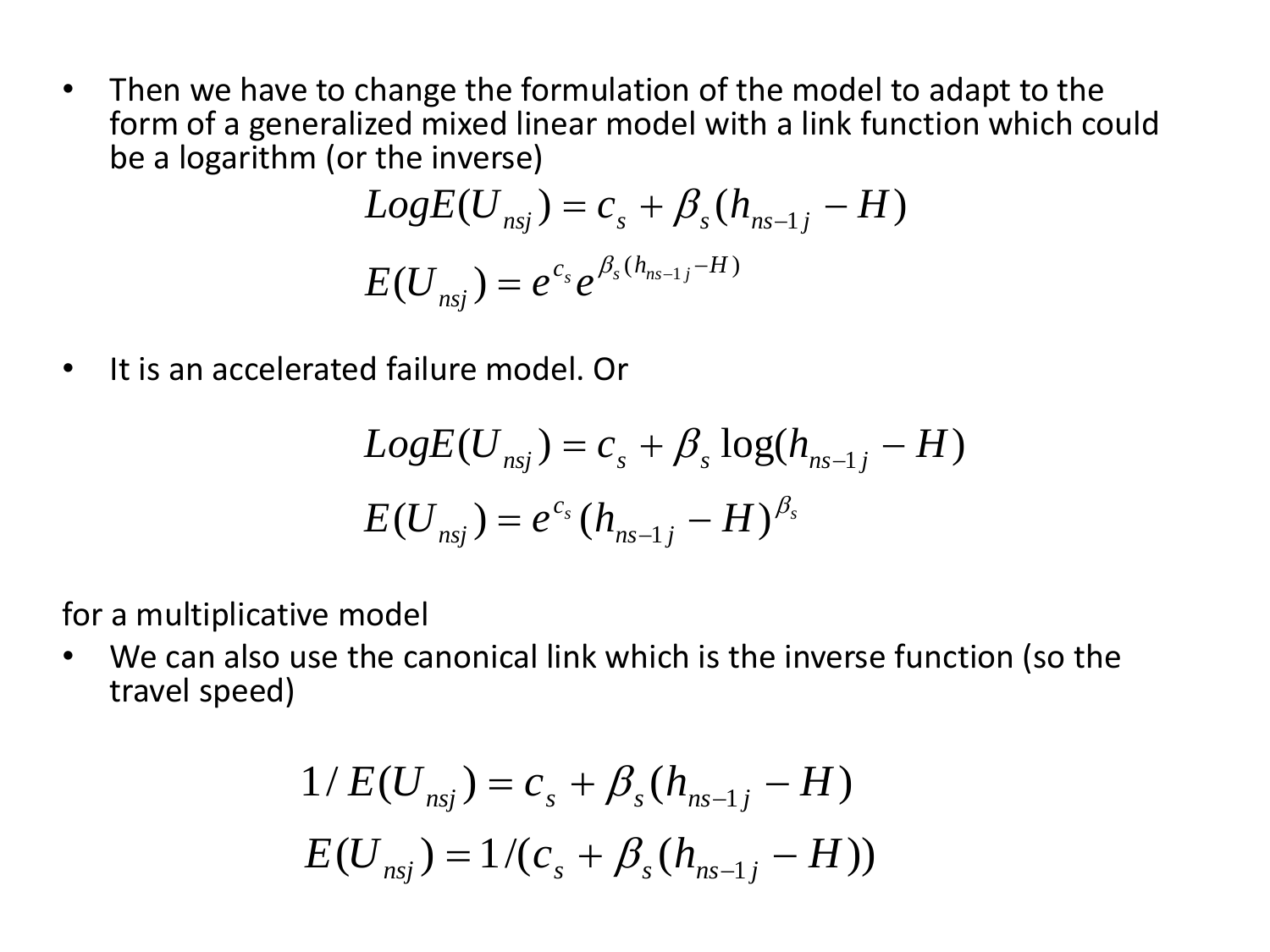- Then we have to change the formulation of the model to adapt to the form of a generalized mixed linear model with a link function which could be a logarithm (or the inverse)

$$LogE(U_{nsj}) = c_s + \beta_s (h_{ns-1j} - H)$$

$$E(U_{nsj}) = e^{c_s} e^{\beta_s (h_{ns-1j} - H)}$$

- It is an accelerated failure model. Or

$$LogE(U_{nsj}) = c_s + \beta_s \log(h_{ns-1j} - H)$$

$$E(U_{nsj}) = e^{c_s} (h_{ns-1j} - H)^{\beta_s}$$

for a multiplicative model

- We can also use the canonical link which is the inverse function (so the travel speed)

$$1 / E(U_{nsj}) = c_s + \beta_s (h_{ns-1j} - H)$$

$$E(U_{nsj}) = 1/(c_s + \beta_s (h_{ns-1j} - H))$$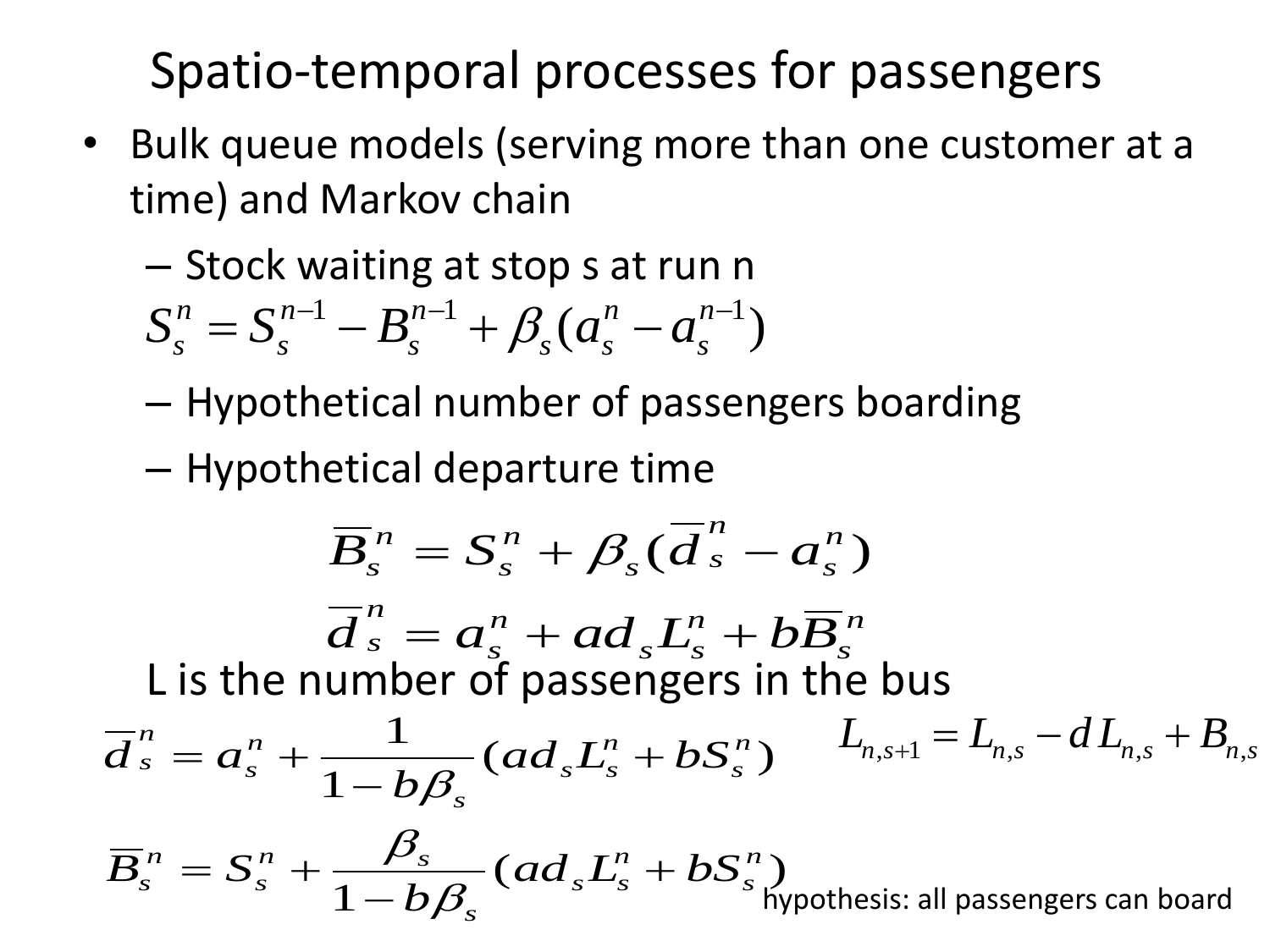# Spatio-temporal processes for passengers

- Bulk queue models (serving more than one customer at a time) and Markov chain
  - Stock waiting at stop s at run n

$$S_s^n = S_s^{n-1} - B_s^{n-1} + \beta_s (a_s^n - a_s^{n-1})$$

  - Hypothetical number of passengers boarding
  - Hypothetical departure time

$$\overline{B}_s^n = S_s^n + \beta_s (\overline{d}_s^n - a_s^n)$$

$$\overline{d}_s^n = a_s^n + a d_s L_s^n + b \overline{B}_s^n$$

L is the number of passengers in the bus

$$\overline{d}_s^n = a_s^n + \frac{1}{1 - b\beta_s} (a d_s L_s^n + b S_s^n)$$

$$L_{n,s+1} = L_{n,s} - d L_{n,s} + B_{n,s}$$

$$\overline{B}_s^n = S_s^n + \frac{\beta_s}{1 - b\beta_s} (a d_s L_s^n + b S_s^n)$$

hypothesis: all passengers can board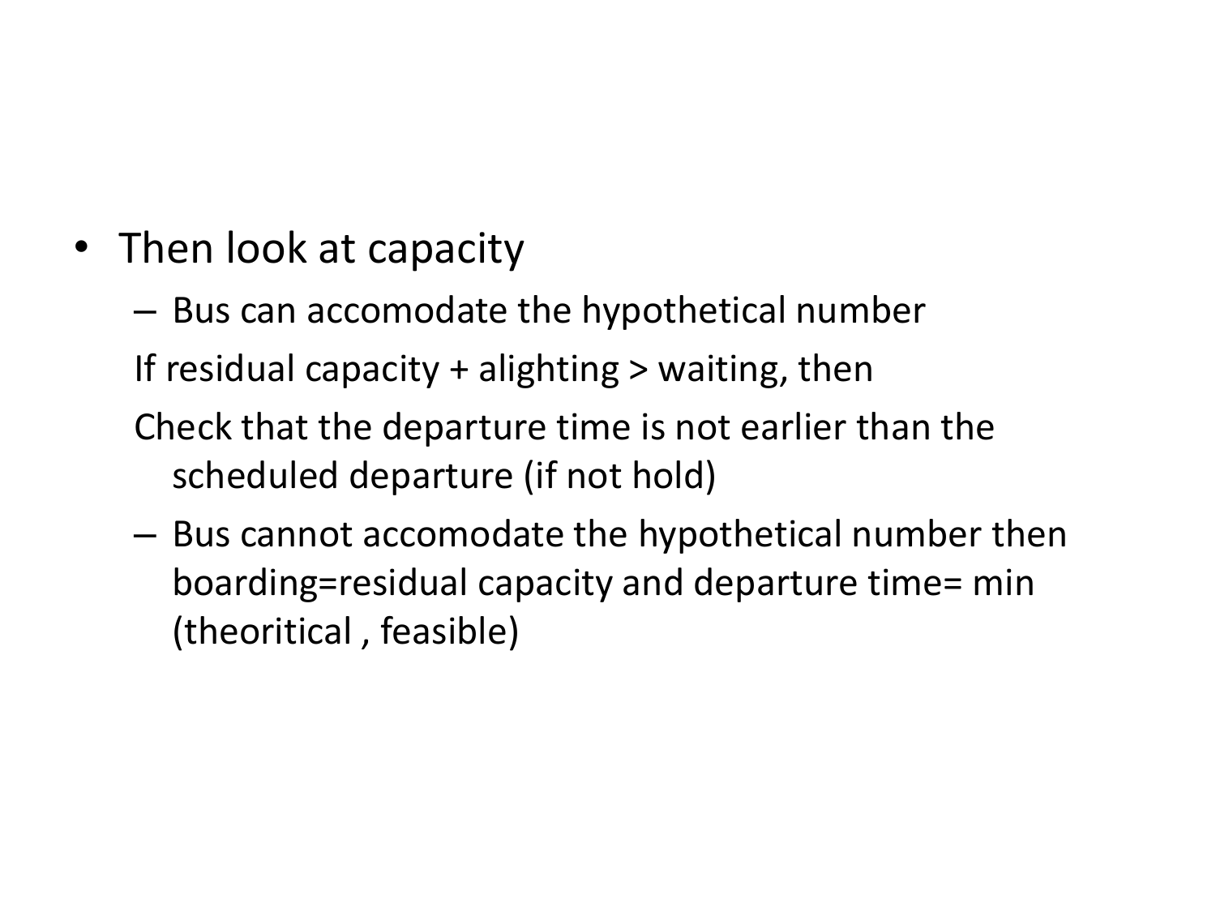- Then look at capacity
  - Bus can accomodate the hypothetical number

  If residual capacity + alighting > waiting, then

  Check that the departure time is not earlier than the scheduled departure (if not hold)
  - Bus cannot accomodate the hypothetical number then boarding=residual capacity and departure time= min (theoritical , feasible)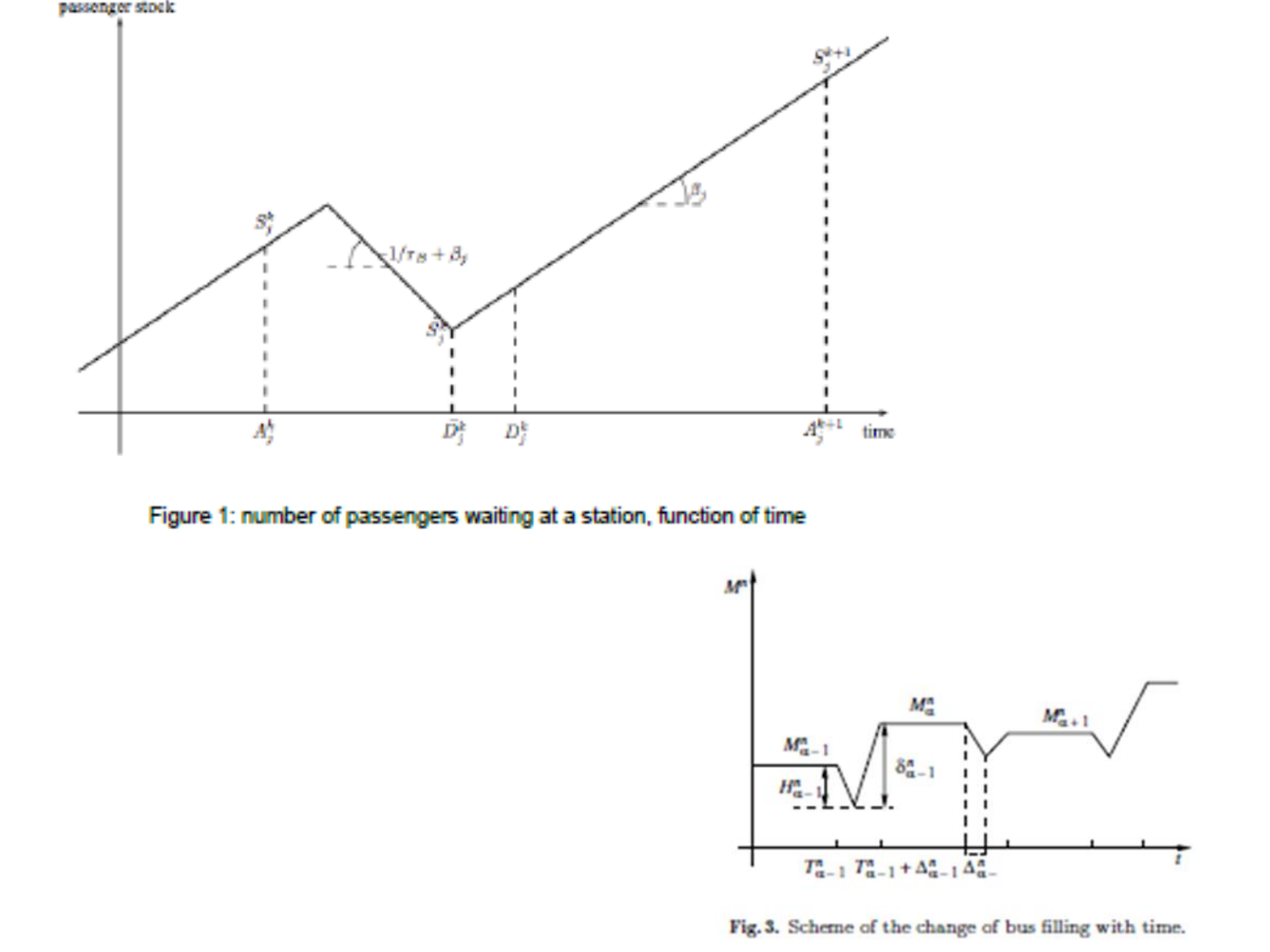Figure 1: number of passengers waiting at a station, function of time

**Fig. 3.** Scheme of the change of bus filling with time.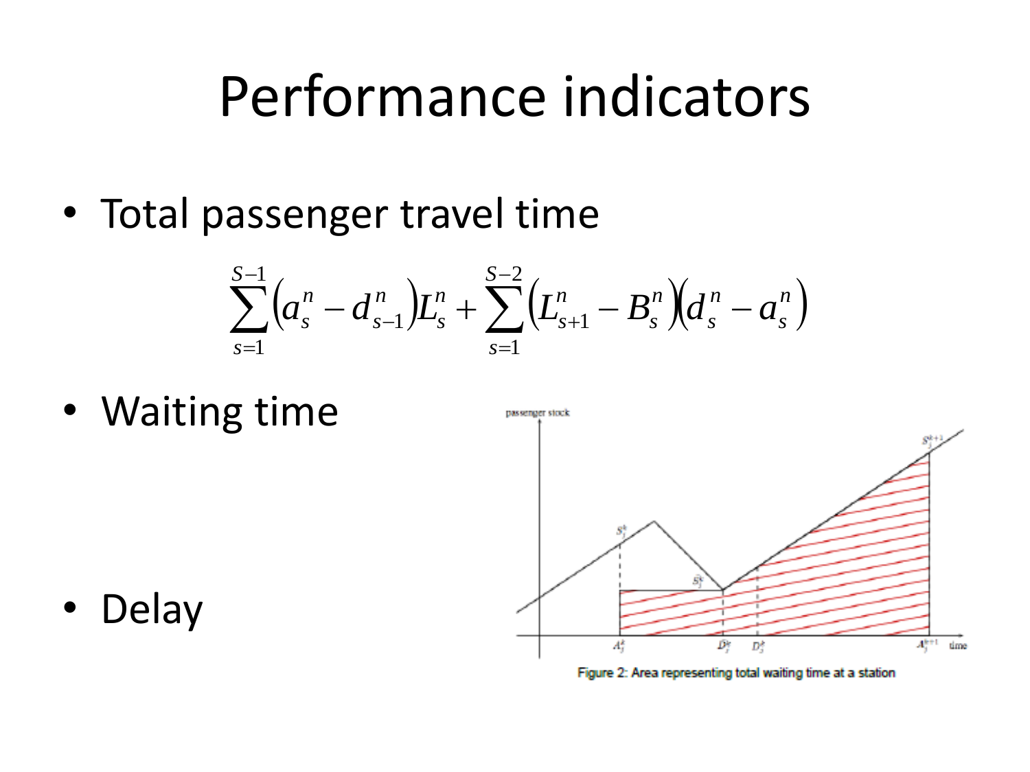# Performance indicators

- Total passenger travel time

$$\sum_{s=1}^{S-1}\left(a_s^n - d_{s-1}^n\right)L_s^n + \sum_{s=1}^{S-2}\left(L_{s+1}^n - B_s^n\right)\left(d_s^n - a_s^n\right)$$

- Waiting time

- Delay

Figure 2: Area representing total waiting time at a station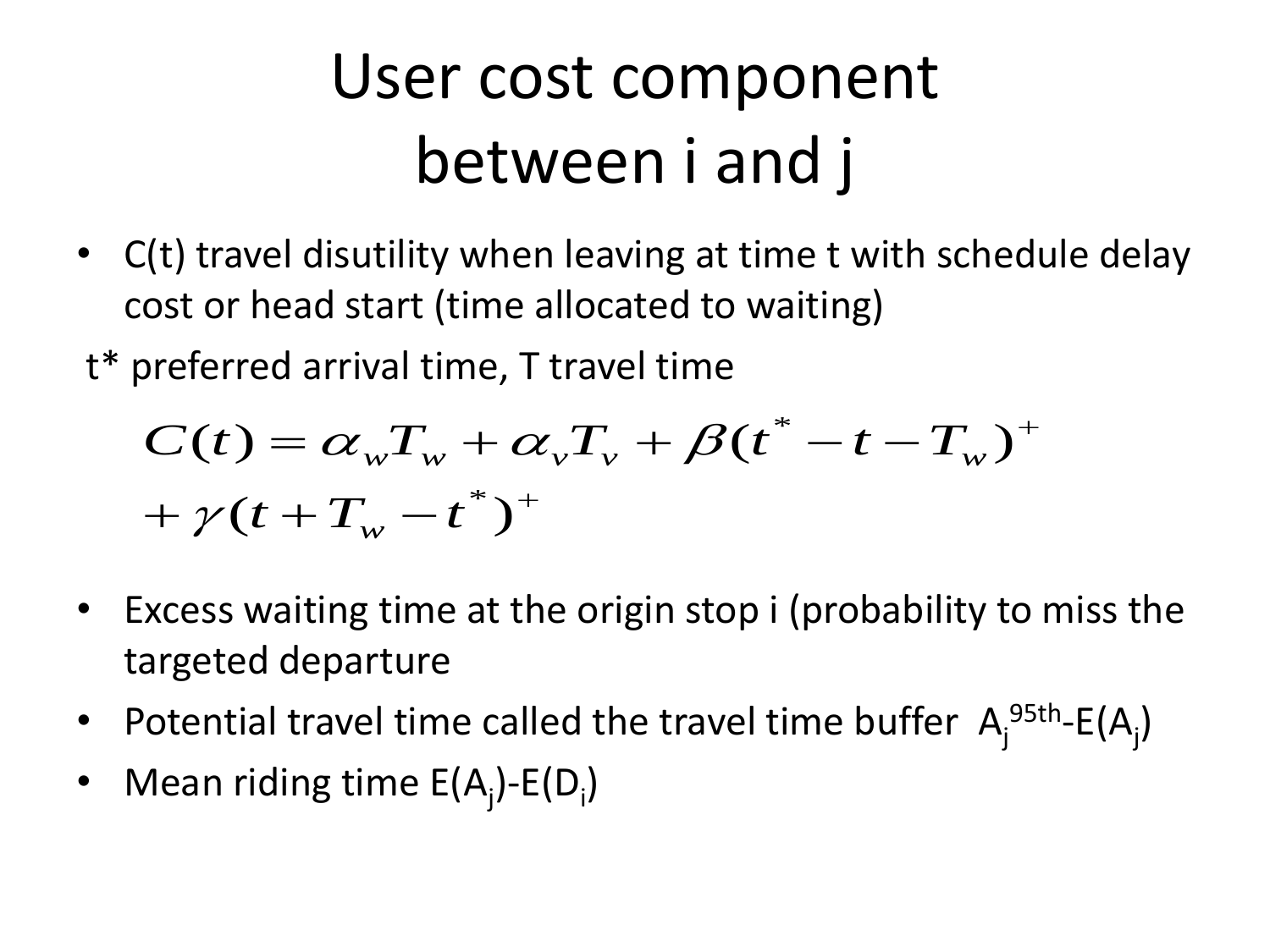# User cost component between i and j

- C(t) travel disutility when leaving at time t with schedule delay cost or head start (time allocated to waiting)

t* preferred arrival time, T travel time

$$C(t) = \alpha_w T_w + \alpha_v T_v + \beta(t^* - t - T_w)^+$$
$$+ \gamma(t + T_w - t^*)^+$$

- Excess waiting time at the origin stop i (probability to miss the targeted departure
- Potential travel time called the travel time buffer $A_j^{95th}$-$E(A_j)$
- Mean riding time $E(A_j)$-$E(D_i)$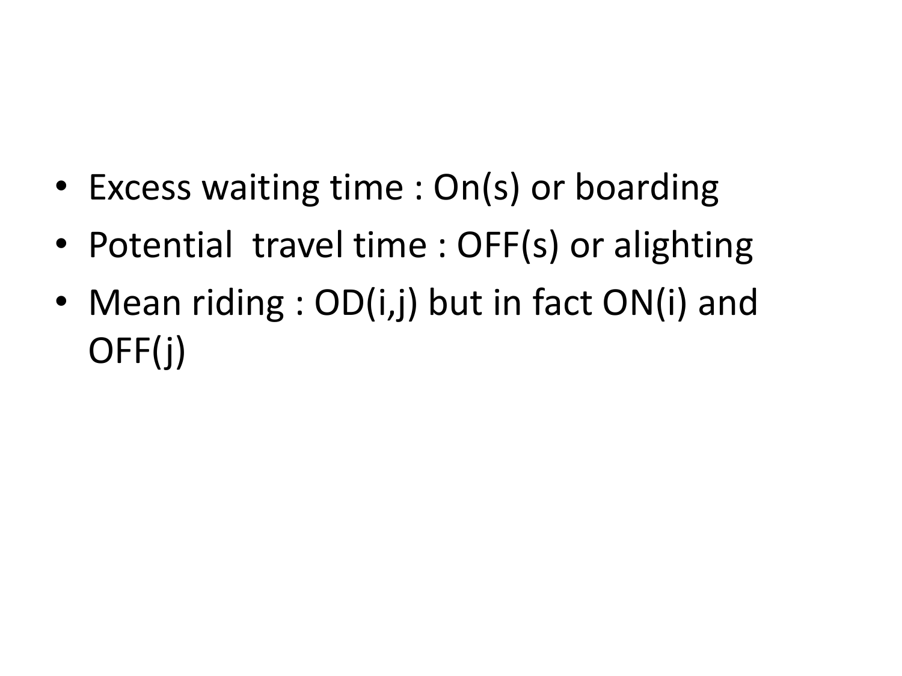- Excess waiting time : On(s) or boarding
- Potential  travel time : OFF(s) or alighting
- Mean riding : OD(i,j) but in fact ON(i) and OFF(j)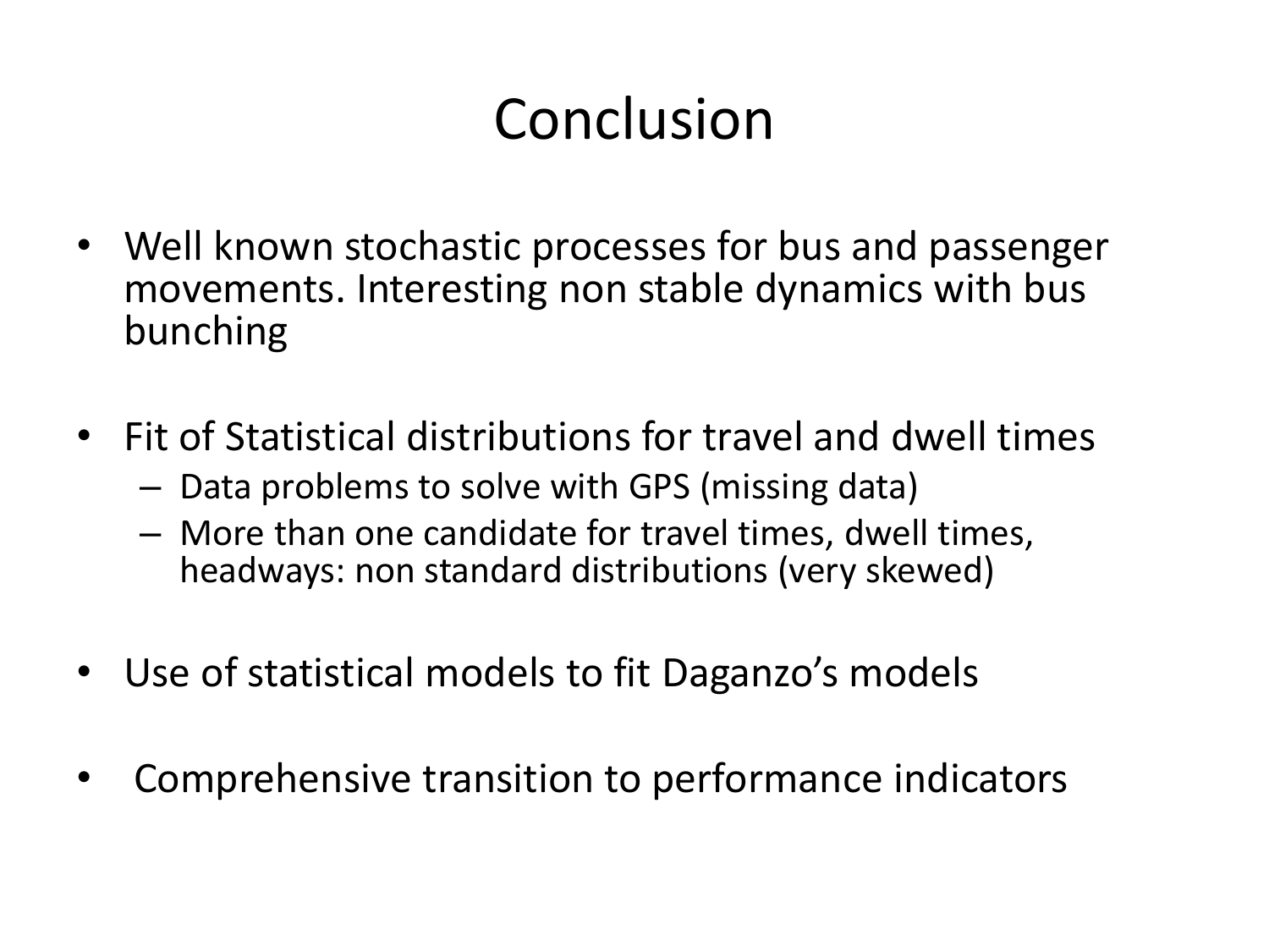# Conclusion

- Well known stochastic processes for bus and passenger movements. Interesting non stable dynamics with bus bunching

- Fit of Statistical distributions for travel and dwell times
  - Data problems to solve with GPS (missing data)
  - More than one candidate for travel times, dwell times, headways: non standard distributions (very skewed)

- Use of statistical models to fit Daganzo's models

- Comprehensive transition to performance indicators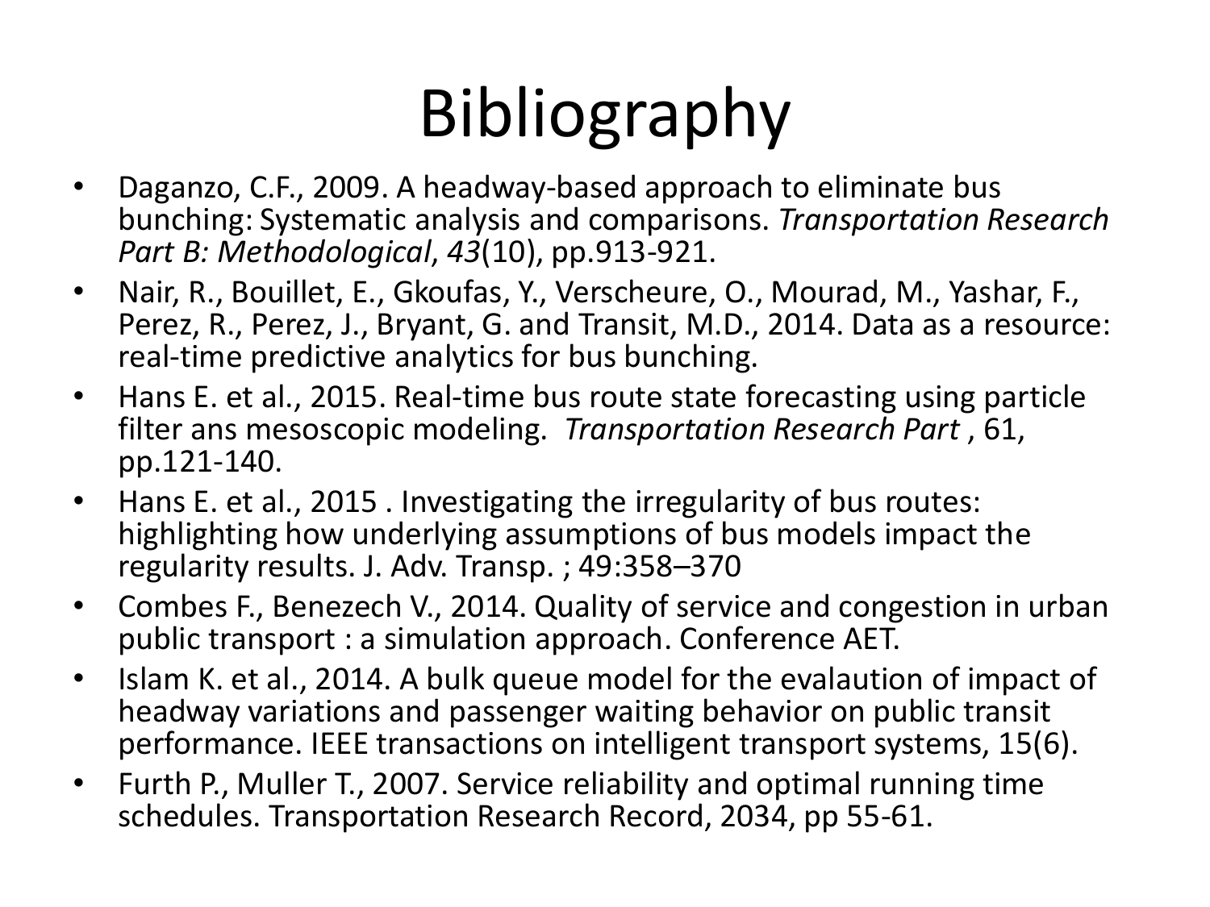# Bibliography

- Daganzo, C.F., 2009. A headway-based approach to eliminate bus bunching: Systematic analysis and comparisons. *Transportation Research Part B: Methodological*, *43*(10), pp.913-921.
- Nair, R., Bouillet, E., Gkoufas, Y., Verscheure, O., Mourad, M., Yashar, F., Perez, R., Perez, J., Bryant, G. and Transit, M.D., 2014. Data as a resource: real-time predictive analytics for bus bunching.
- Hans E. et al., 2015. Real-time bus route state forecasting using particle filter ans mesoscopic modeling. *Transportation Research Part* , 61, pp.121-140.
- Hans E. et al., 2015 . Investigating the irregularity of bus routes: highlighting how underlying assumptions of bus models impact the regularity results. J. Adv. Transp. ; 49:358–370
- Combes F., Benezech V., 2014. Quality of service and congestion in urban public transport : a simulation approach. Conference AET.
- Islam K. et al., 2014. A bulk queue model for the evalaution of impact of headway variations and passenger waiting behavior on public transit performance. IEEE transactions on intelligent transport systems, 15(6).
- Furth P., Muller T., 2007. Service reliability and optimal running time schedules. Transportation Research Record, 2034, pp 55-61.